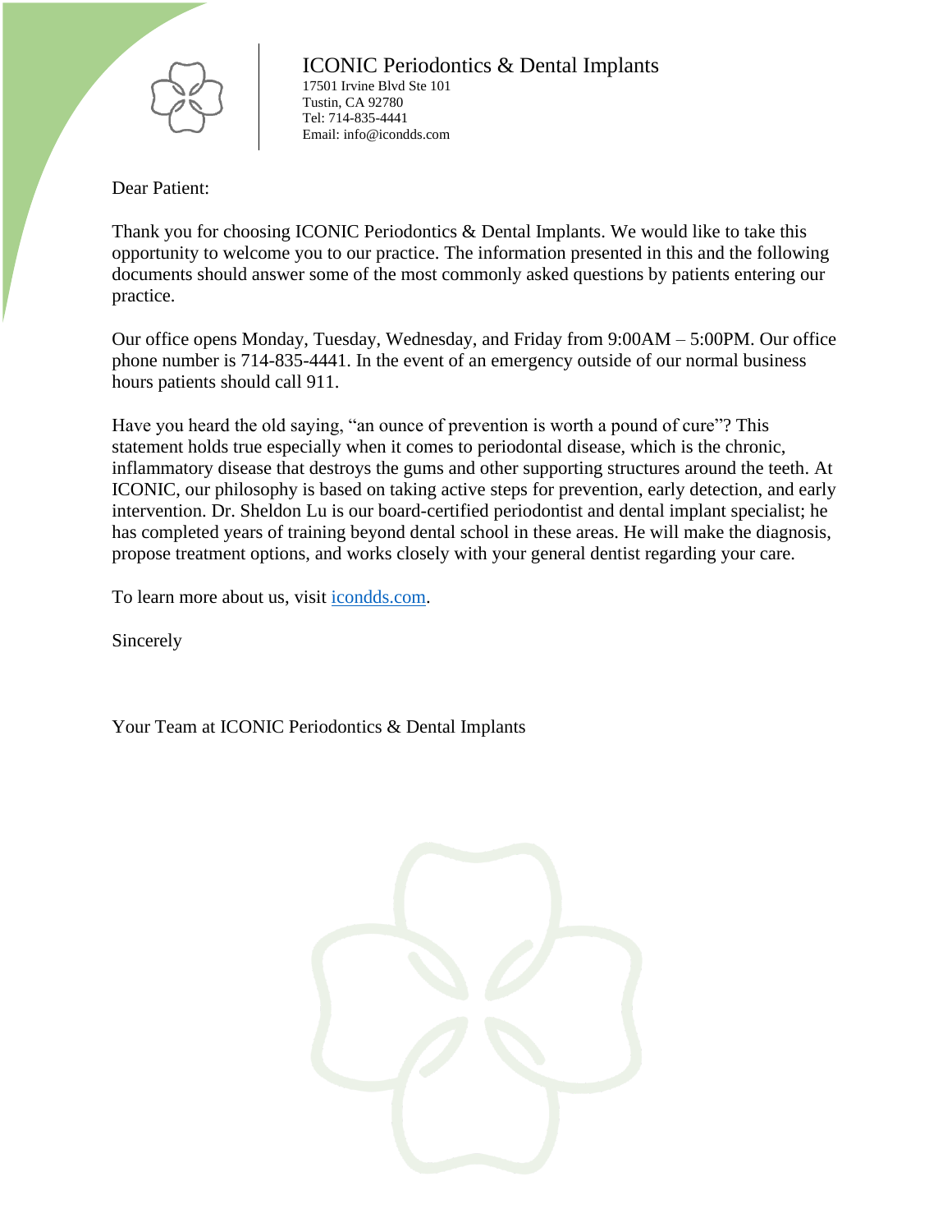ICONIC Periodontics & Dental Implants
17501 Irvine Blvd Ste 101
Tustin, CA 92780
Tel: 714-835-4441
Email: info@icondds.com

Dear Patient:

Thank you for choosing ICONIC Periodontics & Dental Implants. We would like to take this opportunity to welcome you to our practice. The information presented in this and the following documents should answer some of the most commonly asked questions by patients entering our practice.

Our office opens Monday, Tuesday, Wednesday, and Friday from 9:00AM – 5:00PM. Our office phone number is 714-835-4441. In the event of an emergency outside of our normal business hours patients should call 911.

Have you heard the old saying, "an ounce of prevention is worth a pound of cure"? This statement holds true especially when it comes to periodontal disease, which is the chronic, inflammatory disease that destroys the gums and other supporting structures around the teeth. At ICONIC, our philosophy is based on taking active steps for prevention, early detection, and early intervention. Dr. Sheldon Lu is our board-certified periodontist and dental implant specialist; he has completed years of training beyond dental school in these areas. He will make the diagnosis, propose treatment options, and works closely with your general dentist regarding your care.

To learn more about us, visit [icondds.com](icondds.com).

Sincerely

Your Team at ICONIC Periodontics & Dental Implants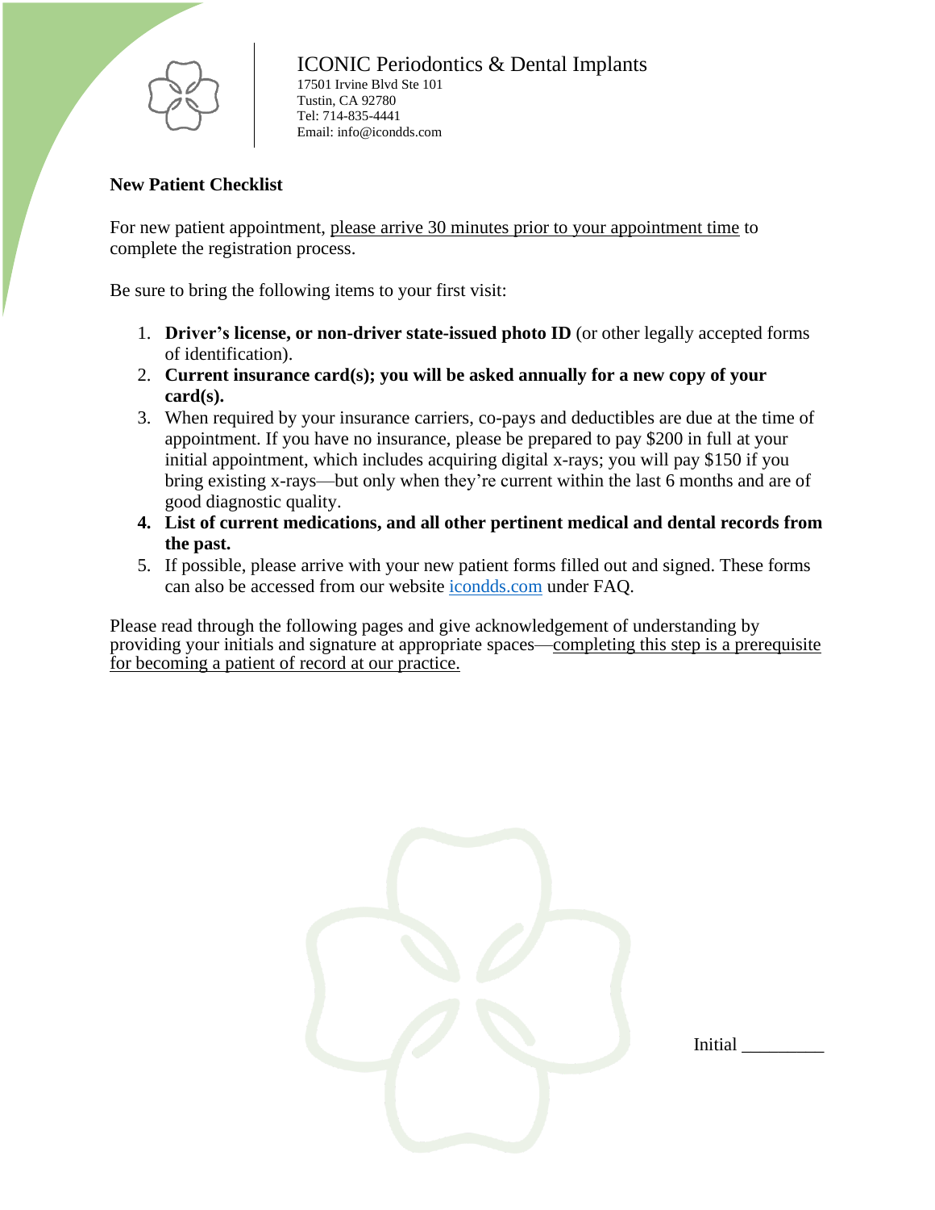ICONIC Periodontics & Dental Implants
17501 Irvine Blvd Ste 101
Tustin, CA 92780
Tel: 714-835-4441
Email: info@icondds.com

**New Patient Checklist**

For new patient appointment, please arrive 30 minutes prior to your appointment time to complete the registration process.

Be sure to bring the following items to your first visit:

1. **Driver's license, or non-driver state-issued photo ID** (or other legally accepted forms of identification).
2. **Current insurance card(s); you will be asked annually for a new copy of your card(s).**
3. When required by your insurance carriers, co-pays and deductibles are due at the time of appointment. If you have no insurance, please be prepared to pay $200 in full at your initial appointment, which includes acquiring digital x-rays; you will pay $150 if you bring existing x-rays—but only when they're current within the last 6 months and are of good diagnostic quality.
4. **List of current medications, and all other pertinent medical and dental records from the past.**
5. If possible, please arrive with your new patient forms filled out and signed. These forms can also be accessed from our website icondds.com under FAQ.

Please read through the following pages and give acknowledgement of understanding by providing your initials and signature at appropriate spaces—completing this step is a prerequisite for becoming a patient of record at our practice.

Initial _________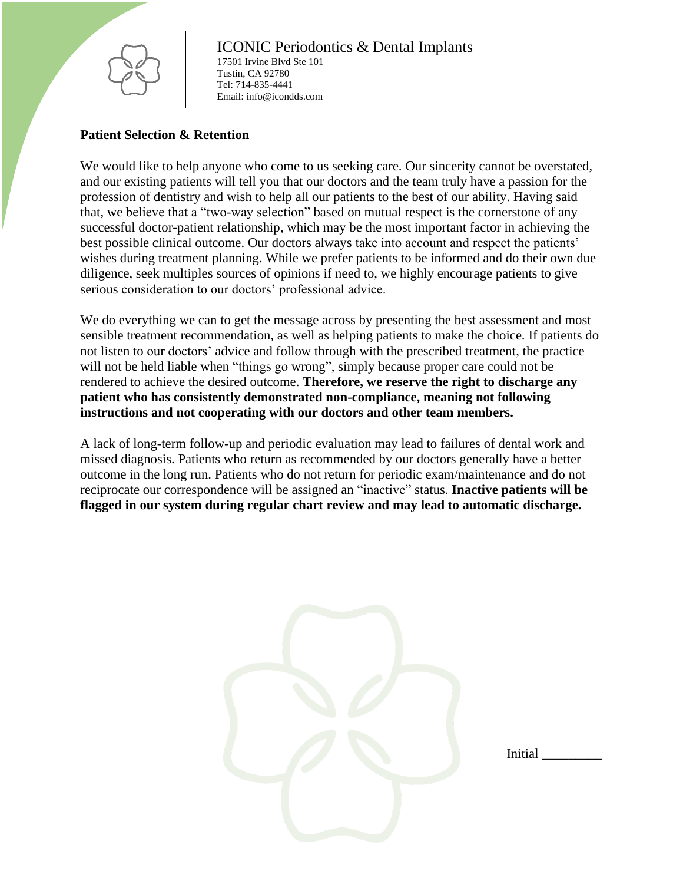ICONIC Periodontics & Dental Implants
17501 Irvine Blvd Ste 101
Tustin, CA 92780
Tel: 714-835-4441
Email: info@icondds.com

**Patient Selection & Retention**

We would like to help anyone who come to us seeking care. Our sincerity cannot be overstated, and our existing patients will tell you that our doctors and the team truly have a passion for the profession of dentistry and wish to help all our patients to the best of our ability. Having said that, we believe that a "two-way selection" based on mutual respect is the cornerstone of any successful doctor-patient relationship, which may be the most important factor in achieving the best possible clinical outcome. Our doctors always take into account and respect the patients' wishes during treatment planning. While we prefer patients to be informed and do their own due diligence, seek multiples sources of opinions if need to, we highly encourage patients to give serious consideration to our doctors' professional advice.

We do everything we can to get the message across by presenting the best assessment and most sensible treatment recommendation, as well as helping patients to make the choice. If patients do not listen to our doctors' advice and follow through with the prescribed treatment, the practice will not be held liable when "things go wrong", simply because proper care could not be rendered to achieve the desired outcome. **Therefore, we reserve the right to discharge any patient who has consistently demonstrated non-compliance, meaning not following instructions and not cooperating with our doctors and other team members.**

A lack of long-term follow-up and periodic evaluation may lead to failures of dental work and missed diagnosis. Patients who return as recommended by our doctors generally have a better outcome in the long run. Patients who do not return for periodic exam/maintenance and do not reciprocate our correspondence will be assigned an "inactive" status. **Inactive patients will be flagged in our system during regular chart review and may lead to automatic discharge.**

Initial _________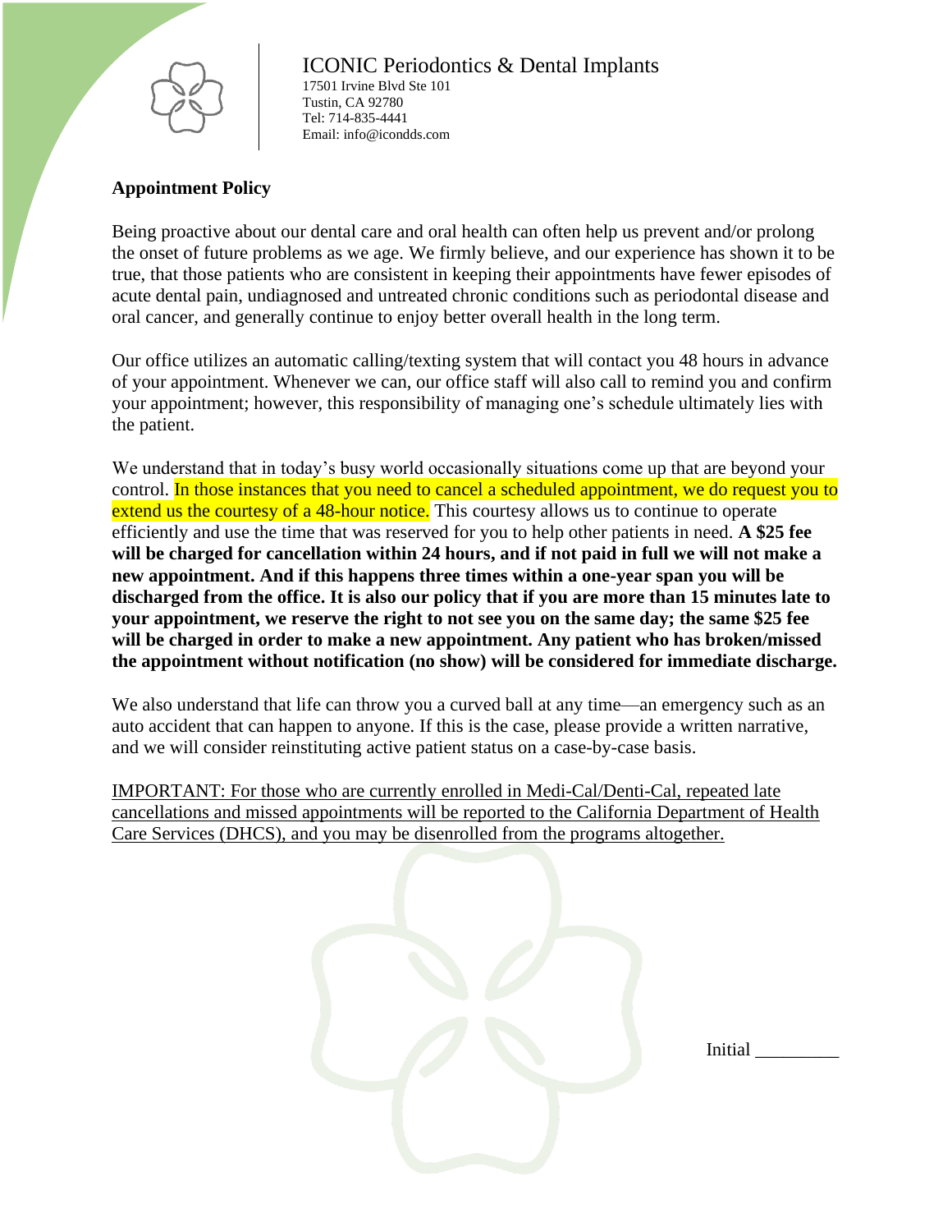ICONIC Periodontics & Dental Implants
17501 Irvine Blvd Ste 101
Tustin, CA 92780
Tel: 714-835-4441
Email: info@icondds.com

**Appointment Policy**

Being proactive about our dental care and oral health can often help us prevent and/or prolong the onset of future problems as we age. We firmly believe, and our experience has shown it to be true, that those patients who are consistent in keeping their appointments have fewer episodes of acute dental pain, undiagnosed and untreated chronic conditions such as periodontal disease and oral cancer, and generally continue to enjoy better overall health in the long term.

Our office utilizes an automatic calling/texting system that will contact you 48 hours in advance of your appointment. Whenever we can, our office staff will also call to remind you and confirm your appointment; however, this responsibility of managing one's schedule ultimately lies with the patient.

We understand that in today's busy world occasionally situations come up that are beyond your control. In those instances that you need to cancel a scheduled appointment, we do request you to extend us the courtesy of a 48-hour notice. This courtesy allows us to continue to operate efficiently and use the time that was reserved for you to help other patients in need. **A $25 fee will be charged for cancellation within 24 hours, and if not paid in full we will not make a new appointment. And if this happens three times within a one-year span you will be discharged from the office. It is also our policy that if you are more than 15 minutes late to your appointment, we reserve the right to not see you on the same day; the same $25 fee will be charged in order to make a new appointment. Any patient who has broken/missed the appointment without notification (no show) will be considered for immediate discharge.**

We also understand that life can throw you a curved ball at any time—an emergency such as an auto accident that can happen to anyone. If this is the case, please provide a written narrative, and we will consider reinstituting active patient status on a case-by-case basis.

IMPORTANT: For those who are currently enrolled in Medi-Cal/Denti-Cal, repeated late cancellations and missed appointments will be reported to the California Department of Health Care Services (DHCS), and you may be disenrolled from the programs altogether.

Initial _________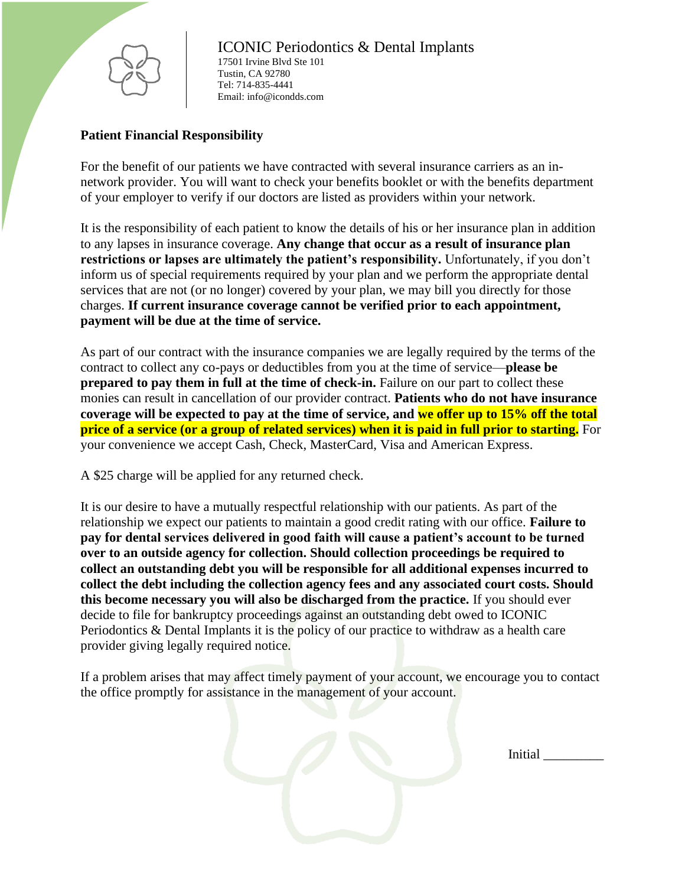ICONIC Periodontics & Dental Implants
17501 Irvine Blvd Ste 101
Tustin, CA 92780
Tel: 714-835-4441
Email: info@icondds.com

**Patient Financial Responsibility**

For the benefit of our patients we have contracted with several insurance carriers as an in-network provider. You will want to check your benefits booklet or with the benefits department of your employer to verify if our doctors are listed as providers within your network.

It is the responsibility of each patient to know the details of his or her insurance plan in addition to any lapses in insurance coverage. **Any change that occur as a result of insurance plan restrictions or lapses are ultimately the patient's responsibility.** Unfortunately, if you don't inform us of special requirements required by your plan and we perform the appropriate dental services that are not (or no longer) covered by your plan, we may bill you directly for those charges. **If current insurance coverage cannot be verified prior to each appointment, payment will be due at the time of service.**

As part of our contract with the insurance companies we are legally required by the terms of the contract to collect any co-pays or deductibles from you at the time of service—**please be prepared to pay them in full at the time of check-in.** Failure on our part to collect these monies can result in cancellation of our provider contract. **Patients who do not have insurance coverage will be expected to pay at the time of service, and we offer up to 15% off the total price of a service (or a group of related services) when it is paid in full prior to starting.** For your convenience we accept Cash, Check, MasterCard, Visa and American Express.

A $25 charge will be applied for any returned check.

It is our desire to have a mutually respectful relationship with our patients. As part of the relationship we expect our patients to maintain a good credit rating with our office. **Failure to pay for dental services delivered in good faith will cause a patient's account to be turned over to an outside agency for collection. Should collection proceedings be required to collect an outstanding debt you will be responsible for all additional expenses incurred to collect the debt including the collection agency fees and any associated court costs. Should this become necessary you will also be discharged from the practice.** If you should ever decide to file for bankruptcy proceedings against an outstanding debt owed to ICONIC Periodontics & Dental Implants it is the policy of our practice to withdraw as a health care provider giving legally required notice.

If a problem arises that may affect timely payment of your account, we encourage you to contact the office promptly for assistance in the management of your account.

Initial _________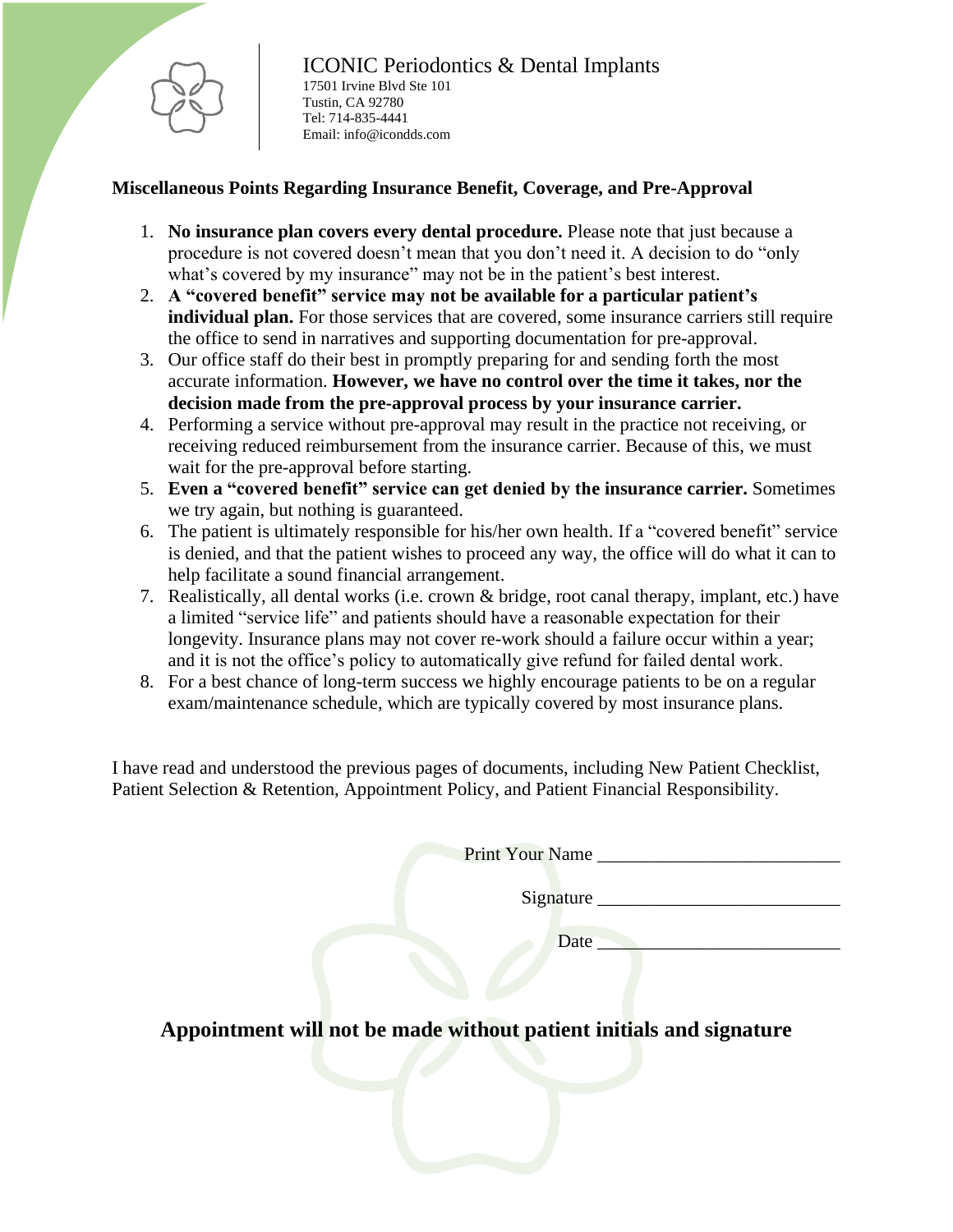ICONIC Periodontics & Dental Implants
17501 Irvine Blvd Ste 101
Tustin, CA 92780
Tel: 714-835-4441
Email: info@icondds.com

**Miscellaneous Points Regarding Insurance Benefit, Coverage, and Pre-Approval**

1. **No insurance plan covers every dental procedure.** Please note that just because a procedure is not covered doesn't mean that you don't need it. A decision to do "only what's covered by my insurance" may not be in the patient's best interest.
2. **A "covered benefit" service may not be available for a particular patient's individual plan.** For those services that are covered, some insurance carriers still require the office to send in narratives and supporting documentation for pre-approval.
3. Our office staff do their best in promptly preparing for and sending forth the most accurate information. **However, we have no control over the time it takes, nor the decision made from the pre-approval process by your insurance carrier.**
4. Performing a service without pre-approval may result in the practice not receiving, or receiving reduced reimbursement from the insurance carrier. Because of this, we must wait for the pre-approval before starting.
5. **Even a "covered benefit" service can get denied by the insurance carrier.** Sometimes we try again, but nothing is guaranteed.
6. The patient is ultimately responsible for his/her own health. If a "covered benefit" service is denied, and that the patient wishes to proceed any way, the office will do what it can to help facilitate a sound financial arrangement.
7. Realistically, all dental works (i.e. crown & bridge, root canal therapy, implant, etc.) have a limited "service life" and patients should have a reasonable expectation for their longevity. Insurance plans may not cover re-work should a failure occur within a year; and it is not the office's policy to automatically give refund for failed dental work.
8. For a best chance of long-term success we highly encourage patients to be on a regular exam/maintenance schedule, which are typically covered by most insurance plans.

I have read and understood the previous pages of documents, including New Patient Checklist, Patient Selection & Retention, Appointment Policy, and Patient Financial Responsibility.

Print Your Name ___________________________

Signature ___________________________

Date ___________________________

**Appointment will not be made without patient initials and signature**